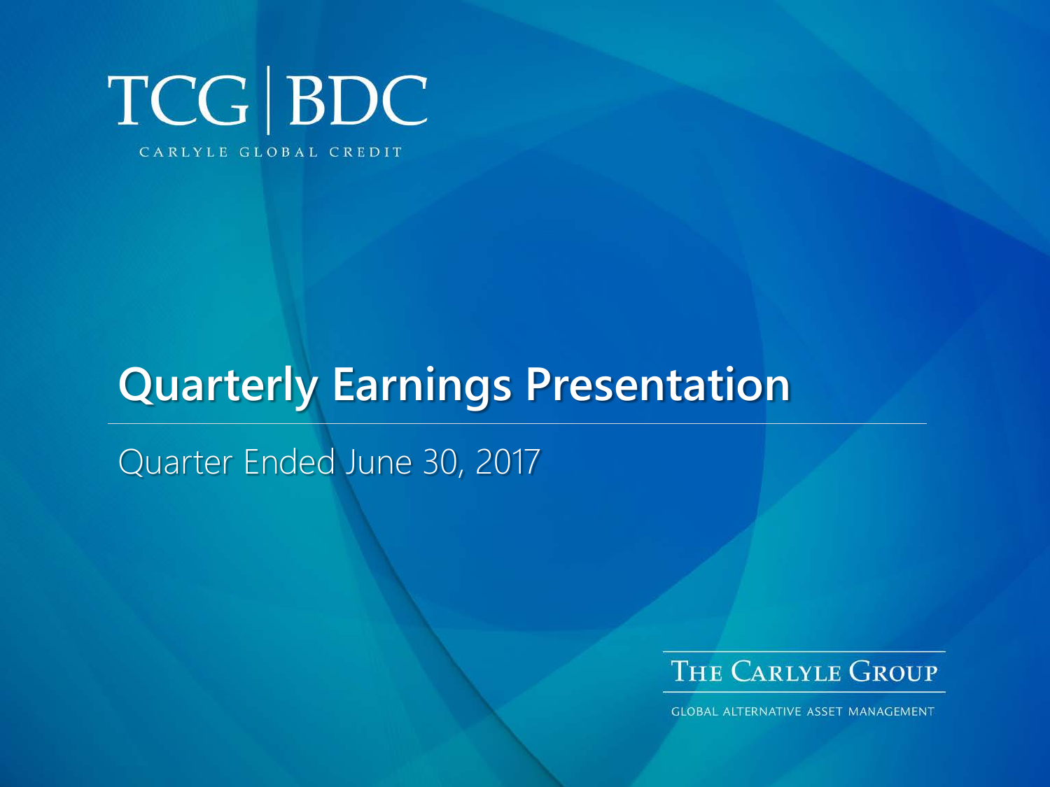# TCG | BDC

CARLYLE GLOBAL CREDIT

# Quarterly Earnings Presentation

## Quarter Ended June 30, 2017

THE CARLYLE GROUP

GLOBAL ALTERNATIVE ASSET MANAGEMENT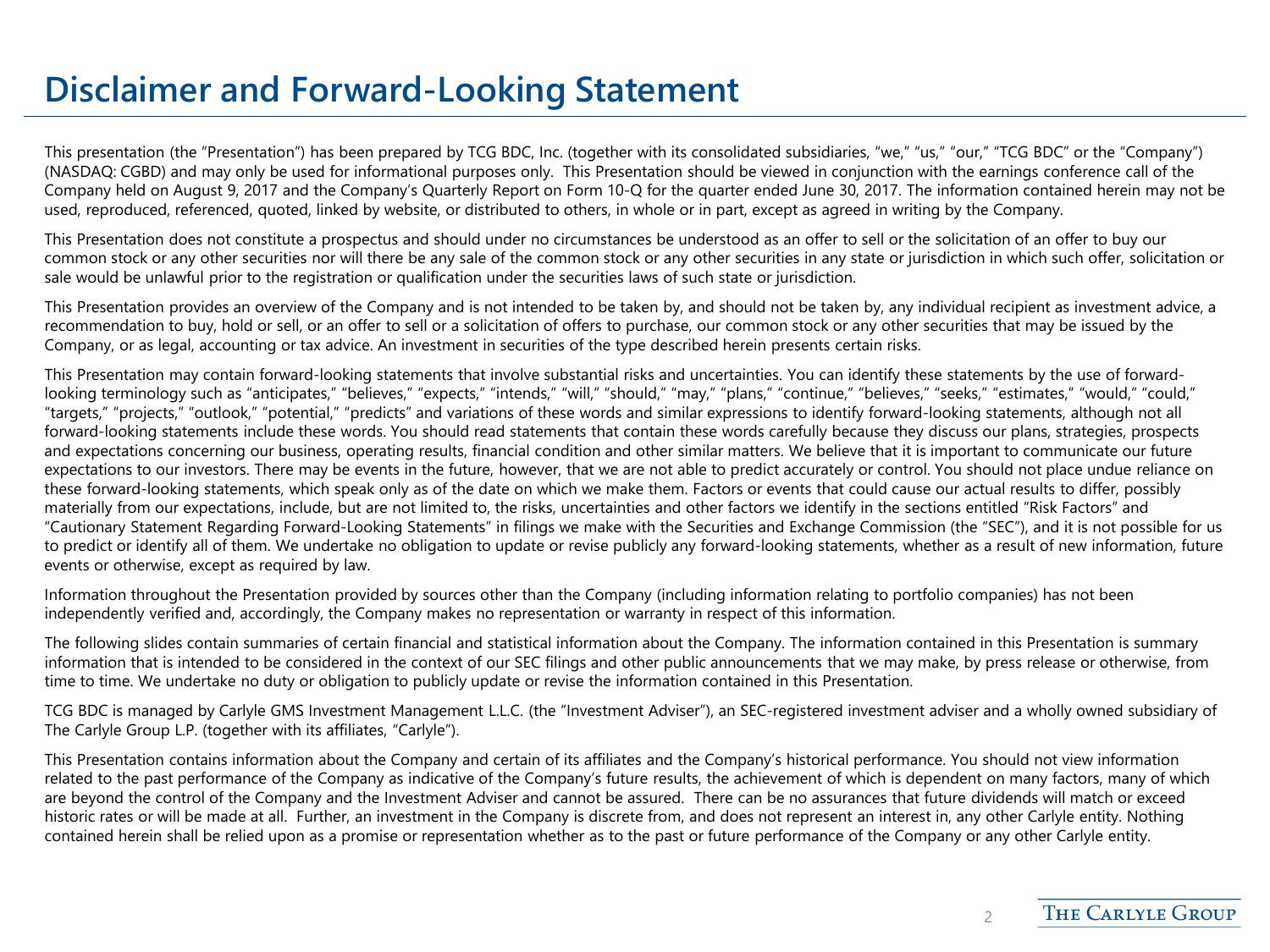# Disclaimer and Forward-Looking Statement

This presentation (the "Presentation") has been prepared by TCG BDC, Inc. (together with its consolidated subsidiaries, "we," "us," "our," "TCG BDC" or the "Company") (NASDAQ: CGBD) and may only be used for informational purposes only. This Presentation should be viewed in conjunction with the earnings conference call of the Company held on August 9, 2017 and the Company's Quarterly Report on Form 10-Q for the quarter ended June 30, 2017. The information contained herein may not be used, reproduced, referenced, quoted, linked by website, or distributed to others, in whole or in part, except as agreed in writing by the Company.

This Presentation does not constitute a prospectus and should under no circumstances be understood as an offer to sell or the solicitation of an offer to buy our common stock or any other securities nor will there be any sale of the common stock or any other securities in any state or jurisdiction in which such offer, solicitation or sale would be unlawful prior to the registration or qualification under the securities laws of such state or jurisdiction.

This Presentation provides an overview of the Company and is not intended to be taken by, and should not be taken by, any individual recipient as investment advice, a recommendation to buy, hold or sell, or an offer to sell or a solicitation of offers to purchase, our common stock or any other securities that may be issued by the Company, or as legal, accounting or tax advice. An investment in securities of the type described herein presents certain risks.

This Presentation may contain forward-looking statements that involve substantial risks and uncertainties. You can identify these statements by the use of forward-looking terminology such as "anticipates," "believes," "expects," "intends," "will," "should," "may," "plans," "continue," "believes," "seeks," "estimates," "would," "could," "targets," "projects," "outlook," "potential," "predicts" and variations of these words and similar expressions to identify forward-looking statements, although not all forward-looking statements include these words. You should read statements that contain these words carefully because they discuss our plans, strategies, prospects and expectations concerning our business, operating results, financial condition and other similar matters. We believe that it is important to communicate our future expectations to our investors. There may be events in the future, however, that we are not able to predict accurately or control. You should not place undue reliance on these forward-looking statements, which speak only as of the date on which we make them. Factors or events that could cause our actual results to differ, possibly materially from our expectations, include, but are not limited to, the risks, uncertainties and other factors we identify in the sections entitled "Risk Factors" and "Cautionary Statement Regarding Forward-Looking Statements" in filings we make with the Securities and Exchange Commission (the "SEC"), and it is not possible for us to predict or identify all of them. We undertake no obligation to update or revise publicly any forward-looking statements, whether as a result of new information, future events or otherwise, except as required by law.

Information throughout the Presentation provided by sources other than the Company (including information relating to portfolio companies) has not been independently verified and, accordingly, the Company makes no representation or warranty in respect of this information.

The following slides contain summaries of certain financial and statistical information about the Company. The information contained in this Presentation is summary information that is intended to be considered in the context of our SEC filings and other public announcements that we may make, by press release or otherwise, from time to time. We undertake no duty or obligation to publicly update or revise the information contained in this Presentation.

TCG BDC is managed by Carlyle GMS Investment Management L.L.C. (the "Investment Adviser"), an SEC-registered investment adviser and a wholly owned subsidiary of The Carlyle Group L.P. (together with its affiliates, "Carlyle").

This Presentation contains information about the Company and certain of its affiliates and the Company's historical performance. You should not view information related to the past performance of the Company as indicative of the Company's future results, the achievement of which is dependent on many factors, many of which are beyond the control of the Company and the Investment Adviser and cannot be assured. There can be no assurances that future dividends will match or exceed historic rates or will be made at all. Further, an investment in the Company is discrete from, and does not represent an interest in, any other Carlyle entity. Nothing contained herein shall be relied upon as a promise or representation whether as to the past or future performance of the Company or any other Carlyle entity.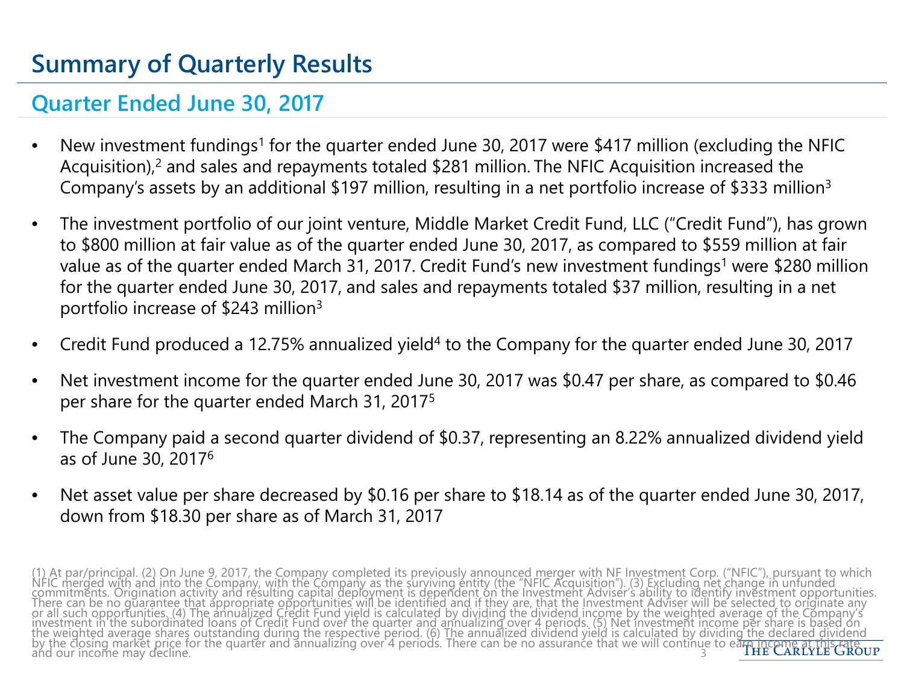# Summary of Quarterly Results

## Quarter Ended June 30, 2017

- New investment fundings[1] for the quarter ended June 30, 2017 were $417 million (excluding the NFIC Acquisition),[2] and sales and repayments totaled $281 million. The NFIC Acquisition increased the Company's assets by an additional $197 million, resulting in a net portfolio increase of $333 million[3]
- The investment portfolio of our joint venture, Middle Market Credit Fund, LLC ("Credit Fund"), has grown to $800 million at fair value as of the quarter ended June 30, 2017, as compared to $559 million at fair value as of the quarter ended March 31, 2017. Credit Fund's new investment fundings[1] were $280 million for the quarter ended June 30, 2017, and sales and repayments totaled $37 million, resulting in a net portfolio increase of $243 million[3]
- Credit Fund produced a 12.75% annualized yield[4] to the Company for the quarter ended June 30, 2017
- Net investment income for the quarter ended June 30, 2017 was $0.47 per share, as compared to $0.46 per share for the quarter ended March 31, 2017[5]
- The Company paid a second quarter dividend of $0.37, representing an 8.22% annualized dividend yield as of June 30, 2017[6]
- Net asset value per share decreased by $0.16 per share to $18.14 as of the quarter ended June 30, 2017, down from $18.30 per share as of March 31, 2017

(1) At par/principal. (2) On June 9, 2017, the Company completed its previously announced merger with NF Investment Corp. ("NFIC"), pursuant to which NFIC merged with and into the Company, with the Company as the surviving entity (the "NFIC Acquisition"). (3) Excluding net change in unfunded commitments. Origination activity and resulting capital deployment is dependent on the Investment Adviser's ability to identify investment opportunities. There can be no guarantee that appropriate opportunities will be identified and if they are, that the Investment Adviser will be selected to originate any or all such opportunities. (4) The annualized Credit Fund yield is calculated by dividing the dividend income by the weighted average of the Company's investment in the subordinated loans of Credit Fund over the quarter and annualizing over 4 periods. (5) Net investment income per share is based on the weighted average shares outstanding during the respective period. (6) The annualized dividend yield is calculated by dividing the declared dividend by the closing market price for the quarter and annualizing over 4 periods. There can be no assurance that we will continue to earn income at this rate and our income may decline.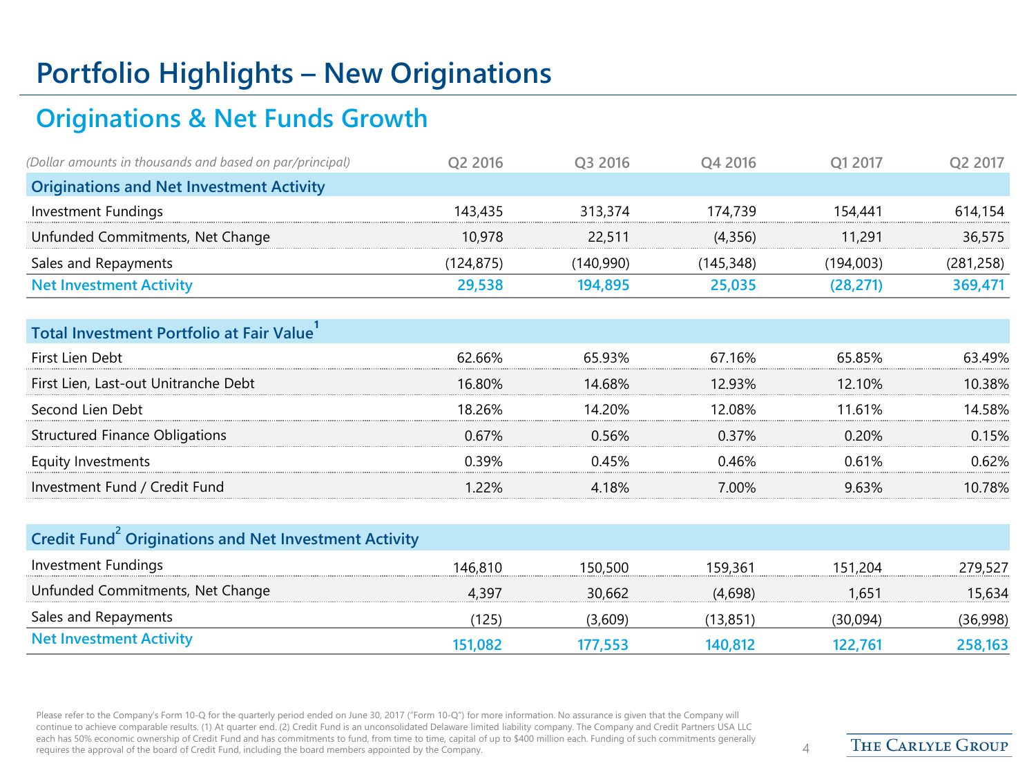# Portfolio Highlights – New Originations

## Originations & Net Funds Growth

| *(Dollar amounts in thousands and based on par/principal)* | Q2 2016 | Q3 2016 | Q4 2016 | Q1 2017 | Q2 2017 |
|---|---|---|---|---|---|
| **Originations and Net Investment Activity** | | | | | |
| Investment Fundings | 143,435 | 313,374 | 174,739 | 154,441 | 614,154 |
| Unfunded Commitments, Net Change | 10,978 | 22,511 | (4,356) | 11,291 | 36,575 |
| Sales and Repayments | (124,875) | (140,990) | (145,348) | (194,003) | (281,258) |
| **Net Investment Activity** | **29,538** | **194,895** | **25,035** | **(28,271)** | **369,471** |
| **Total Investment Portfolio at Fair Value[1]** | | | | | |
| First Lien Debt | 62.66% | 65.93% | 67.16% | 65.85% | 63.49% |
| First Lien, Last-out Unitranche Debt | 16.80% | 14.68% | 12.93% | 12.10% | 10.38% |
| Second Lien Debt | 18.26% | 14.20% | 12.08% | 11.61% | 14.58% |
| Structured Finance Obligations | 0.67% | 0.56% | 0.37% | 0.20% | 0.15% |
| Equity Investments | 0.39% | 0.45% | 0.46% | 0.61% | 0.62% |
| Investment Fund / Credit Fund | 1.22% | 4.18% | 7.00% | 9.63% | 10.78% |
| **Credit Fund[2] Originations and Net Investment Activity** | | | | | |
| Investment Fundings | 146,810 | 150,500 | 159,361 | 151,204 | 279,527 |
| Unfunded Commitments, Net Change | 4,397 | 30,662 | (4,698) | 1,651 | 15,634 |
| Sales and Repayments | (125) | (3,609) | (13,851) | (30,094) | (36,998) |
| **Net Investment Activity** | **151,082** | **177,553** | **140,812** | **122,761** | **258,163** |

Please refer to the Company's Form 10-Q for the quarterly period ended on June 30, 2017 ("Form 10-Q") for more information. No assurance is given that the Company will continue to achieve comparable results. (1) At quarter end. (2) Credit Fund is an unconsolidated Delaware limited liability company. The Company and Credit Partners USA LLC each has 50% economic ownership of Credit Fund and has commitments to fund, from time to time, capital of up to $400 million each. Funding of such commitments generally requires the approval of the board of Credit Fund, including the board members appointed by the Company.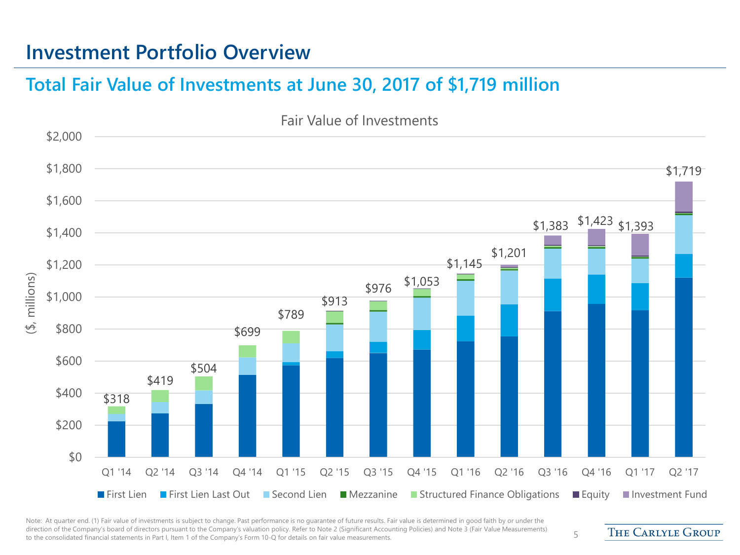# Investment Portfolio Overview

## Total Fair Value of Investments at June 30, 2017 of $1,719 million

Fair Value of Investments

($, millions)

| Quarter | Total Fair Value |
|---|---|
| Q1 '14 | $318 |
| Q2 '14 | $419 |
| Q3 '14 | $504 |
| Q4 '14 | $699 |
| Q1 '15 | $789 |
| Q2 '15 | $913 |
| Q3 '15 | $976 |
| Q4 '15 | $1,053 |
| Q1 '16 | $1,145 |
| Q2 '16 | $1,201 |
| Q3 '16 | $1,383 |
| Q4 '16 | $1,423 |
| Q1 '17 | $1,393 |
| Q2 '17 | $1,719 |

First Lien | First Lien Last Out | Second Lien | Mezzanine | Structured Finance Obligations | Equity | Investment Fund

Note: At quarter end. (1) Fair value of investments is subject to change. Past performance is no guarantee of future results. Fair value is determined in good faith by or under the direction of the Company's board of directors pursuant to the Company's valuation policy. Refer to Note 2 (Significant Accounting Policies) and Note 3 (Fair Value Measurements) to the consolidated financial statements in Part I, Item 1 of the Company's Form 10-Q for details on fair value measurements.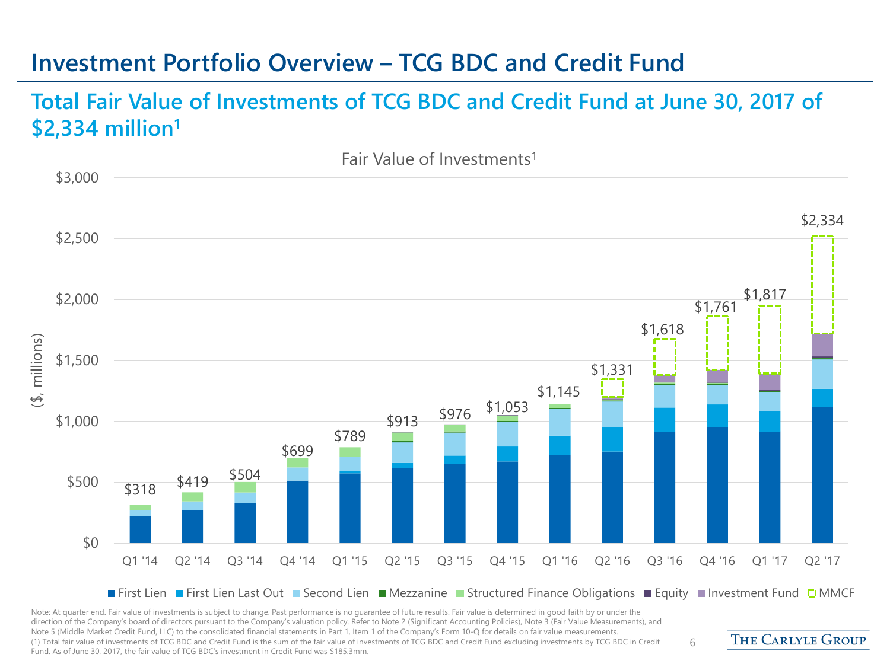# Investment Portfolio Overview – TCG BDC and Credit Fund

## Total Fair Value of Investments of TCG BDC and Credit Fund at June 30, 2017 of $2,334 million[1]

Fair Value of Investments[1]

($, millions)

| Quarter | Total Fair Value |
|---|---|
| Q1 '14 | $318 |
| Q2 '14 | $419 |
| Q3 '14 | $504 |
| Q4 '14 | $699 |
| Q1 '15 | $789 |
| Q2 '15 | $913 |
| Q3 '15 | $976 |
| Q4 '15 | $1,053 |
| Q1 '16 | $1,145 |
| Q2 '16 | $1,331 |
| Q3 '16 | $1,618 |
| Q4 '16 | $1,761 |
| Q1 '17 | $1,817 |
| Q2 '17 | $2,334 |

First Lien | First Lien Last Out | Second Lien | Mezzanine | Structured Finance Obligations | Equity | Investment Fund | MMCF

Note: At quarter end. Fair value of investments is subject to change. Past performance is no guarantee of future results. Fair value is determined in good faith by or under the direction of the Company's board of directors pursuant to the Company's valuation policy. Refer to Note 2 (Significant Accounting Policies), Note 3 (Fair Value Measurements), and Note 5 (Middle Market Credit Fund, LLC) to the consolidated financial statements in Part 1, Item 1 of the Company's Form 10-Q for details on fair value measurements.

(1) Total fair value of investments of TCG BDC and Credit Fund is the sum of the fair value of investments of TCG BDC and Credit Fund excluding investments by TCG BDC in Credit Fund. As of June 30, 2017, the fair value of TCG BDC's investment in Credit Fund was $185.3mm.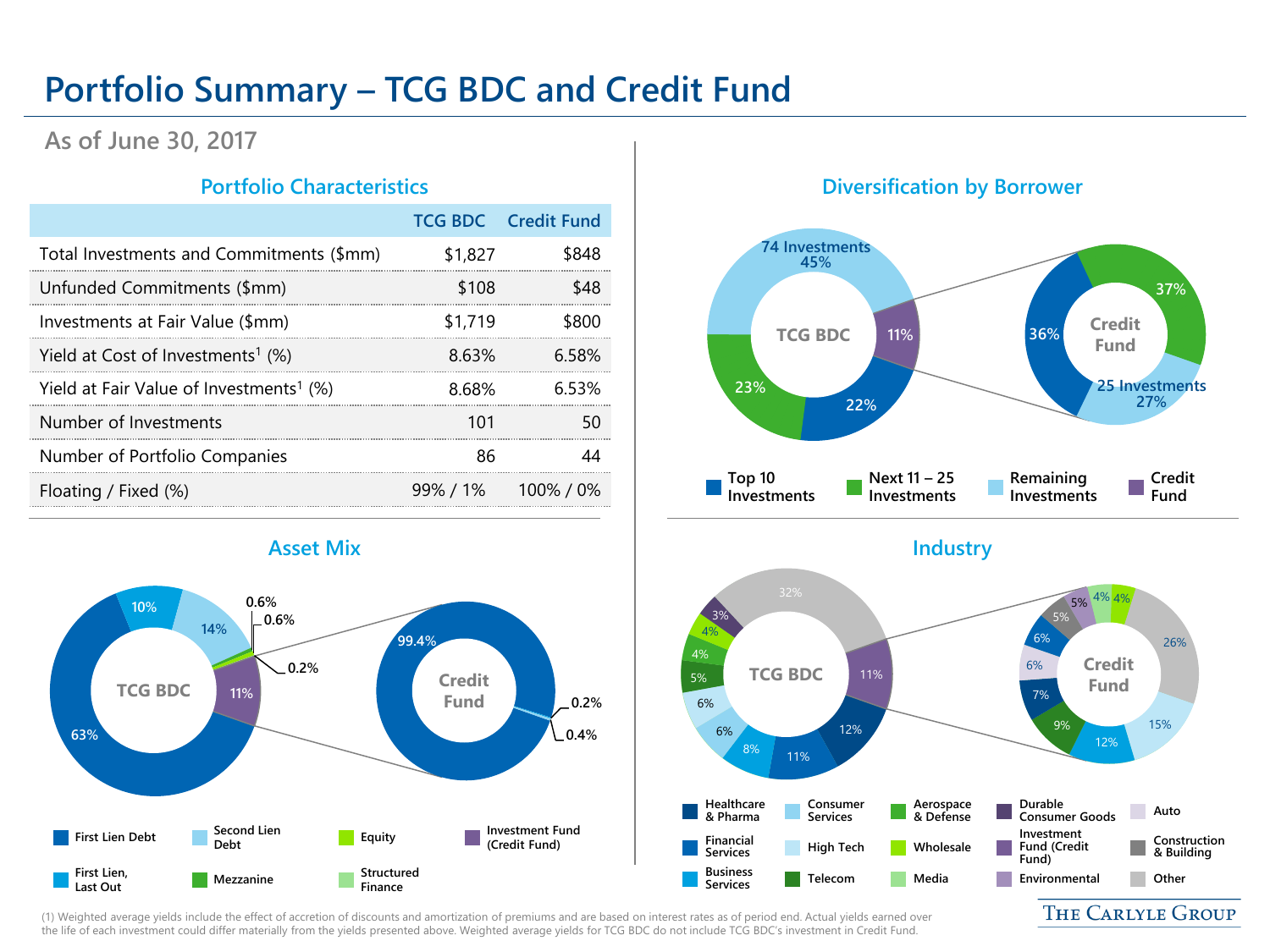# Portfolio Summary – TCG BDC and Credit Fund

## As of June 30, 2017

### Portfolio Characteristics

| | TCG BDC | Credit Fund |
|---|---|---|
| Total Investments and Commitments ($mm) | $1,827 | $848 |
| Unfunded Commitments ($mm) | $108 | $48 |
| Investments at Fair Value ($mm) | $1,719 | $800 |
| Yield at Cost of Investments[1] (%) | 8.63% | 6.58% |
| Yield at Fair Value of Investments[1] (%) | 8.68% | 6.53% |
| Number of Investments | 101 | 50 |
| Number of Portfolio Companies | 86 | 44 |
| Floating / Fixed (%) | 99% / 1% | 100% / 0% |

### Diversification by Borrower

**TCG BDC:** Remaining Investments (74 Investments) 45%; Next 11 – 25 Investments 23%; Top 10 Investments 22%; Credit Fund 11%

**Credit Fund:** Next 11 – 25 Investments 37%; Top 10 Investments 36%; Remaining Investments (25 Investments) 27%

Legend: Top 10 Investments; Next 11 – 25 Investments; Remaining Investments; Credit Fund

### Asset Mix

**TCG BDC:** First Lien Debt 63%; Second Lien Debt 14%; Investment Fund (Credit Fund) 11%; First Lien, Last Out 10%; 0.6%; 0.6%; 0.2%

**Credit Fund:** 99.4%; 0.2%; 0.4%

Legend: First Lien Debt; Second Lien Debt; Equity; Investment Fund (Credit Fund); First Lien, Last Out; Mezzanine; Structured Finance

### Industry

**TCG BDC:** 32%; 11%; 12%; 11%; 8%; 6%; 6%; 5%; 4%; 4%; 3%

**Credit Fund:** 26%; 15%; 12%; 9%; 7%; 6%; 6%; 5%; 5%; 4%; 4%

Legend: Healthcare & Pharma; Consumer Services; Aerospace & Defense; Durable Consumer Goods; Auto; Financial Services; High Tech; Wholesale; Investment Fund (Credit Fund); Construction & Building; Business Services; Telecom; Media; Environmental; Other

(1) Weighted average yields include the effect of accretion of discounts and amortization of premiums and are based on interest rates as of period end. Actual yields earned over the life of each investment could differ materially from the yields presented above. Weighted average yields for TCG BDC do not include TCG BDC's investment in Credit Fund.

THE CARLYLE GROUP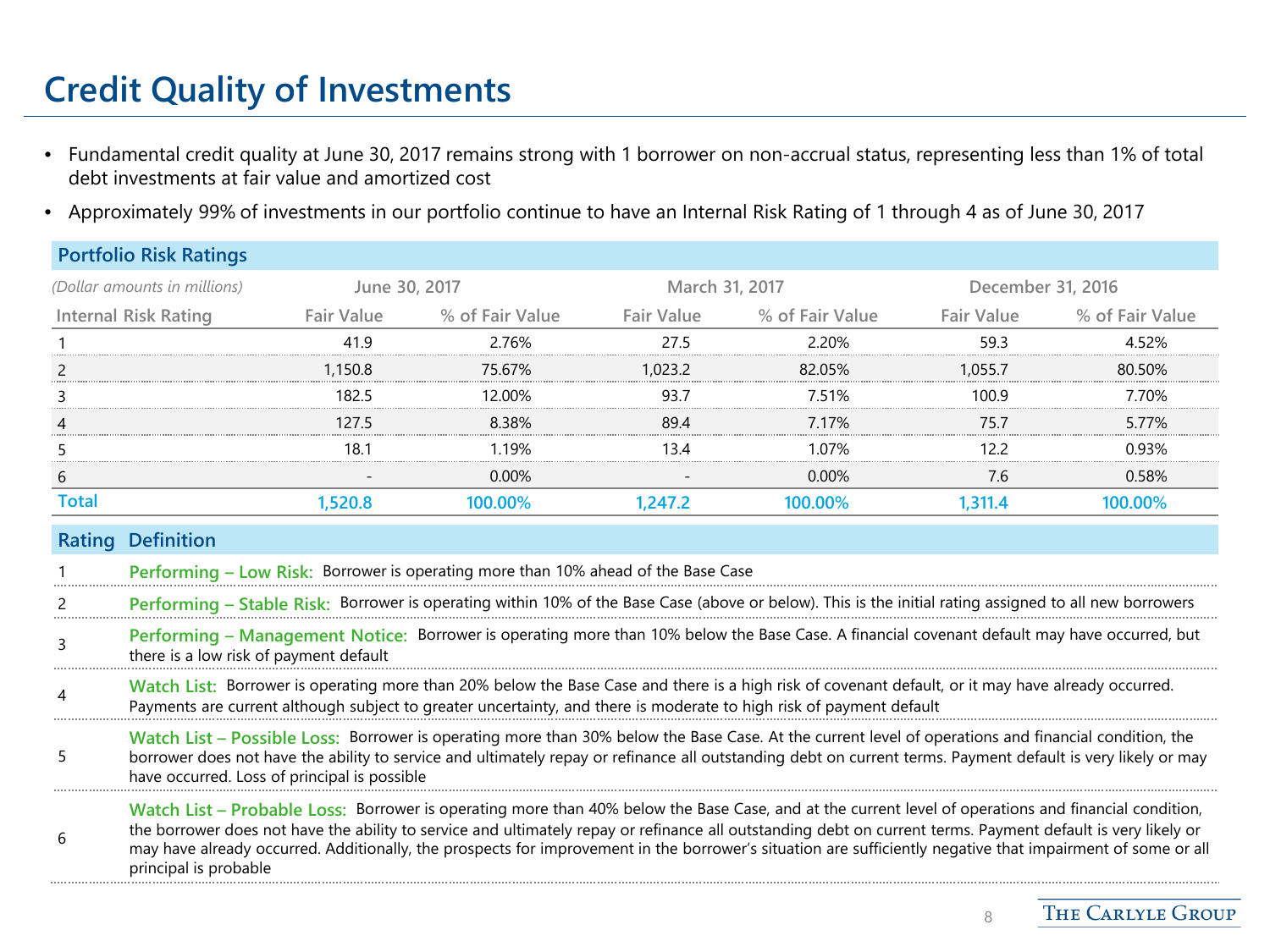# Credit Quality of Investments

- Fundamental credit quality at June 30, 2017 remains strong with 1 borrower on non-accrual status, representing less than 1% of total debt investments at fair value and amortized cost
- Approximately 99% of investments in our portfolio continue to have an Internal Risk Rating of 1 through 4 as of June 30, 2017

## Portfolio Risk Ratings

| *(Dollar amounts in millions)* | June 30, 2017 | | March 31, 2017 | | December 31, 2016 | |
|---|---|---|---|---|---|---|
| Internal Risk Rating | Fair Value | % of Fair Value | Fair Value | % of Fair Value | Fair Value | % of Fair Value |
| 1 | 41.9 | 2.76% | 27.5 | 2.20% | 59.3 | 4.52% |
| 2 | 1,150.8 | 75.67% | 1,023.2 | 82.05% | 1,055.7 | 80.50% |
| 3 | 182.5 | 12.00% | 93.7 | 7.51% | 100.9 | 7.70% |
| 4 | 127.5 | 8.38% | 89.4 | 7.17% | 75.7 | 5.77% |
| 5 | 18.1 | 1.19% | 13.4 | 1.07% | 12.2 | 0.93% |
| 6 | - | 0.00% | - | 0.00% | 7.6 | 0.58% |
| **Total** | **1,520.8** | **100.00%** | **1,247.2** | **100.00%** | **1,311.4** | **100.00%** |

| Rating | Definition |
|---|---|
| 1 | **Performing – Low Risk:** Borrower is operating more than 10% ahead of the Base Case |
| 2 | **Performing – Stable Risk:** Borrower is operating within 10% of the Base Case (above or below). This is the initial rating assigned to all new borrowers |
| 3 | **Performing – Management Notice:** Borrower is operating more than 10% below the Base Case. A financial covenant default may have occurred, but there is a low risk of payment default |
| 4 | **Watch List:** Borrower is operating more than 20% below the Base Case and there is a high risk of covenant default, or it may have already occurred. Payments are current although subject to greater uncertainty, and there is moderate to high risk of payment default |
| 5 | **Watch List – Possible Loss:** Borrower is operating more than 30% below the Base Case. At the current level of operations and financial condition, the borrower does not have the ability to service and ultimately repay or refinance all outstanding debt on current terms. Payment default is very likely or may have occurred. Loss of principal is possible |
| 6 | **Watch List – Probable Loss:** Borrower is operating more than 40% below the Base Case, and at the current level of operations and financial condition, the borrower does not have the ability to service and ultimately repay or refinance all outstanding debt on current terms. Payment default is very likely or may have already occurred. Additionally, the prospects for improvement in the borrower's situation are sufficiently negative that impairment of some or all principal is probable |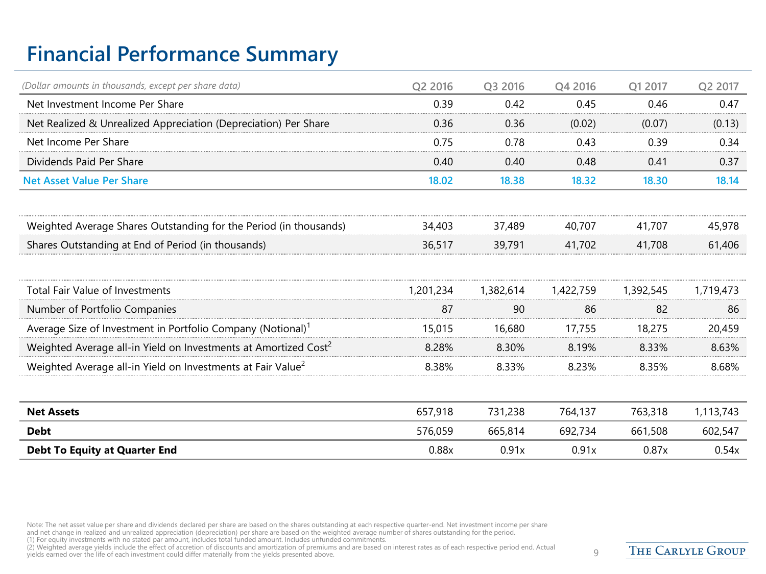# Financial Performance Summary

| (Dollar amounts in thousands, except per share data) | Q2 2016 | Q3 2016 | Q4 2016 | Q1 2017 | Q2 2017 |
|---|---|---|---|---|---|
| Net Investment Income Per Share | 0.39 | 0.42 | 0.45 | 0.46 | 0.47 |
| Net Realized & Unrealized Appreciation (Depreciation) Per Share | 0.36 | 0.36 | (0.02) | (0.07) | (0.13) |
| Net Income Per Share | 0.75 | 0.78 | 0.43 | 0.39 | 0.34 |
| Dividends Paid Per Share | 0.40 | 0.40 | 0.48 | 0.41 | 0.37 |
| **Net Asset Value Per Share** | **18.02** | **18.38** | **18.32** | **18.30** | **18.14** |
| | | | | | |
| Weighted Average Shares Outstanding for the Period (in thousands) | 34,403 | 37,489 | 40,707 | 41,707 | 45,978 |
| Shares Outstanding at End of Period (in thousands) | 36,517 | 39,791 | 41,702 | 41,708 | 61,406 |
| | | | | | |
| Total Fair Value of Investments | 1,201,234 | 1,382,614 | 1,422,759 | 1,392,545 | 1,719,473 |
| Number of Portfolio Companies | 87 | 90 | 86 | 82 | 86 |
| Average Size of Investment in Portfolio Company (Notional)[1] | 15,015 | 16,680 | 17,755 | 18,275 | 20,459 |
| Weighted Average all-in Yield on Investments at Amortized Cost[2] | 8.28% | 8.30% | 8.19% | 8.33% | 8.63% |
| Weighted Average all-in Yield on Investments at Fair Value[2] | 8.38% | 8.33% | 8.23% | 8.35% | 8.68% |
| | | | | | |
| **Net Assets** | 657,918 | 731,238 | 764,137 | 763,318 | 1,113,743 |
| **Debt** | 576,059 | 665,814 | 692,734 | 661,508 | 602,547 |
| **Debt To Equity at Quarter End** | 0.88x | 0.91x | 0.91x | 0.87x | 0.54x |

Note: The net asset value per share and dividends declared per share are based on the shares outstanding at each respective quarter-end. Net investment income per share and net change in realized and unrealized appreciation (depreciation) per share are based on the weighted average number of shares outstanding for the period.
(1) For equity investments with no stated par amount, includes total funded amount. Includes unfunded commitments.
(2) Weighted average yields include the effect of accretion of discounts and amortization of premiums and are based on interest rates as of each respective period end. Actual yields earned over the life of each investment could differ materially from the yields presented above.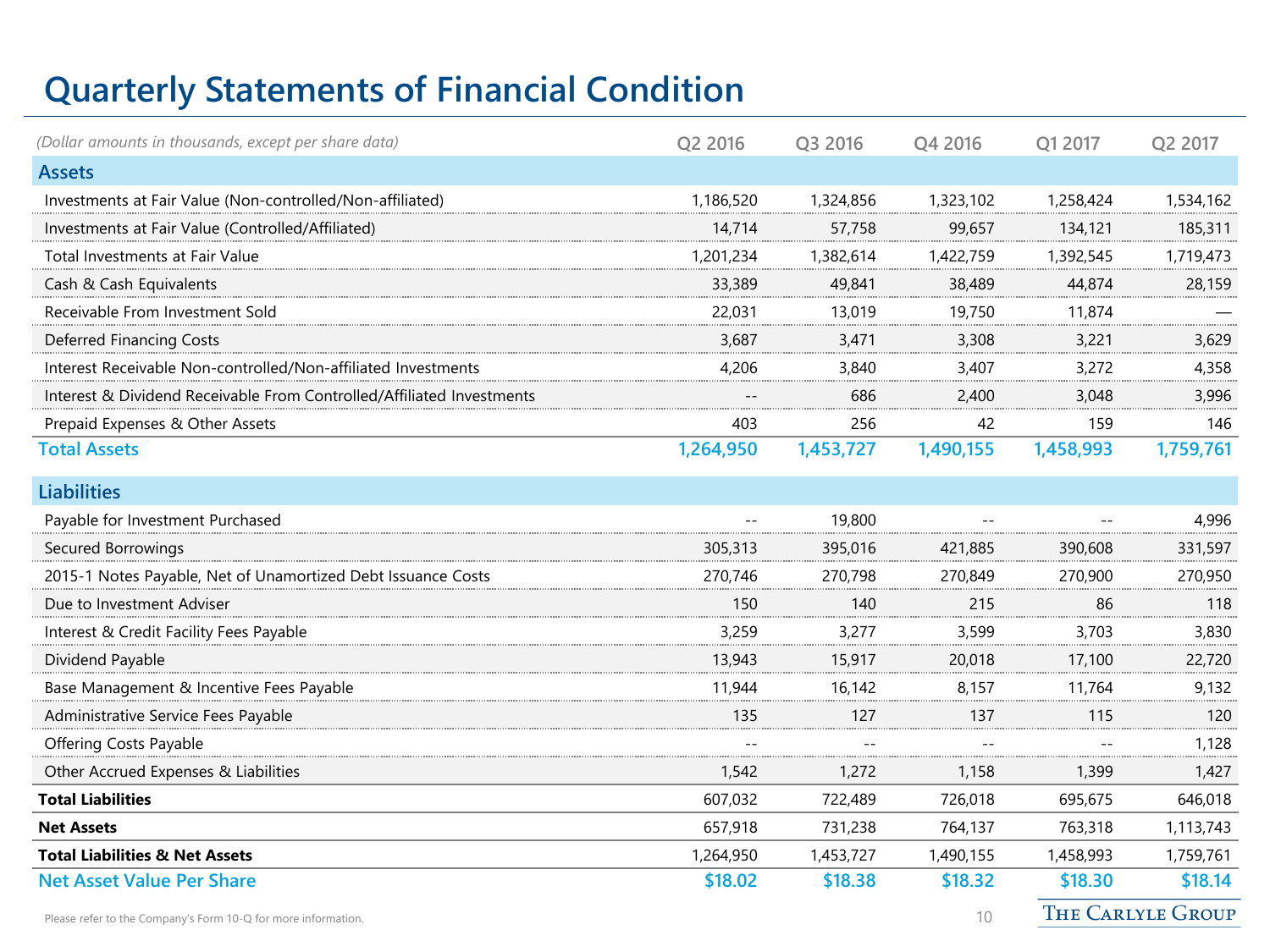# Quarterly Statements of Financial Condition

| *(Dollar amounts in thousands, except per share data)* | Q2 2016 | Q3 2016 | Q4 2016 | Q1 2017 | Q2 2017 |
|---|---|---|---|---|---|
| **Assets** | | | | | |
| Investments at Fair Value (Non-controlled/Non-affiliated) | 1,186,520 | 1,324,856 | 1,323,102 | 1,258,424 | 1,534,162 |
| Investments at Fair Value (Controlled/Affiliated) | 14,714 | 57,758 | 99,657 | 134,121 | 185,311 |
| Total Investments at Fair Value | 1,201,234 | 1,382,614 | 1,422,759 | 1,392,545 | 1,719,473 |
| Cash & Cash Equivalents | 33,389 | 49,841 | 38,489 | 44,874 | 28,159 |
| Receivable From Investment Sold | 22,031 | 13,019 | 19,750 | 11,874 | — |
| Deferred Financing Costs | 3,687 | 3,471 | 3,308 | 3,221 | 3,629 |
| Interest Receivable Non-controlled/Non-affiliated Investments | 4,206 | 3,840 | 3,407 | 3,272 | 4,358 |
| Interest & Dividend Receivable From Controlled/Affiliated Investments | -- | 686 | 2,400 | 3,048 | 3,996 |
| Prepaid Expenses & Other Assets | 403 | 256 | 42 | 159 | 146 |
| **Total Assets** | **1,264,950** | **1,453,727** | **1,490,155** | **1,458,993** | **1,759,761** |
| **Liabilities** | | | | | |
| Payable for Investment Purchased | -- | 19,800 | -- | -- | 4,996 |
| Secured Borrowings | 305,313 | 395,016 | 421,885 | 390,608 | 331,597 |
| 2015-1 Notes Payable, Net of Unamortized Debt Issuance Costs | 270,746 | 270,798 | 270,849 | 270,900 | 270,950 |
| Due to Investment Adviser | 150 | 140 | 215 | 86 | 118 |
| Interest & Credit Facility Fees Payable | 3,259 | 3,277 | 3,599 | 3,703 | 3,830 |
| Dividend Payable | 13,943 | 15,917 | 20,018 | 17,100 | 22,720 |
| Base Management & Incentive Fees Payable | 11,944 | 16,142 | 8,157 | 11,764 | 9,132 |
| Administrative Service Fees Payable | 135 | 127 | 137 | 115 | 120 |
| Offering Costs Payable | -- | -- | -- | -- | 1,128 |
| Other Accrued Expenses & Liabilities | 1,542 | 1,272 | 1,158 | 1,399 | 1,427 |
| **Total Liabilities** | 607,032 | 722,489 | 726,018 | 695,675 | 646,018 |
| **Net Assets** | 657,918 | 731,238 | 764,137 | 763,318 | 1,113,743 |
| **Total Liabilities & Net Assets** | 1,264,950 | 1,453,727 | 1,490,155 | 1,458,993 | 1,759,761 |
| **Net Asset Value Per Share** | **$18.02** | **$18.38** | **$18.32** | **$18.30** | **$18.14** |

Please refer to the Company's Form 10-Q for more information.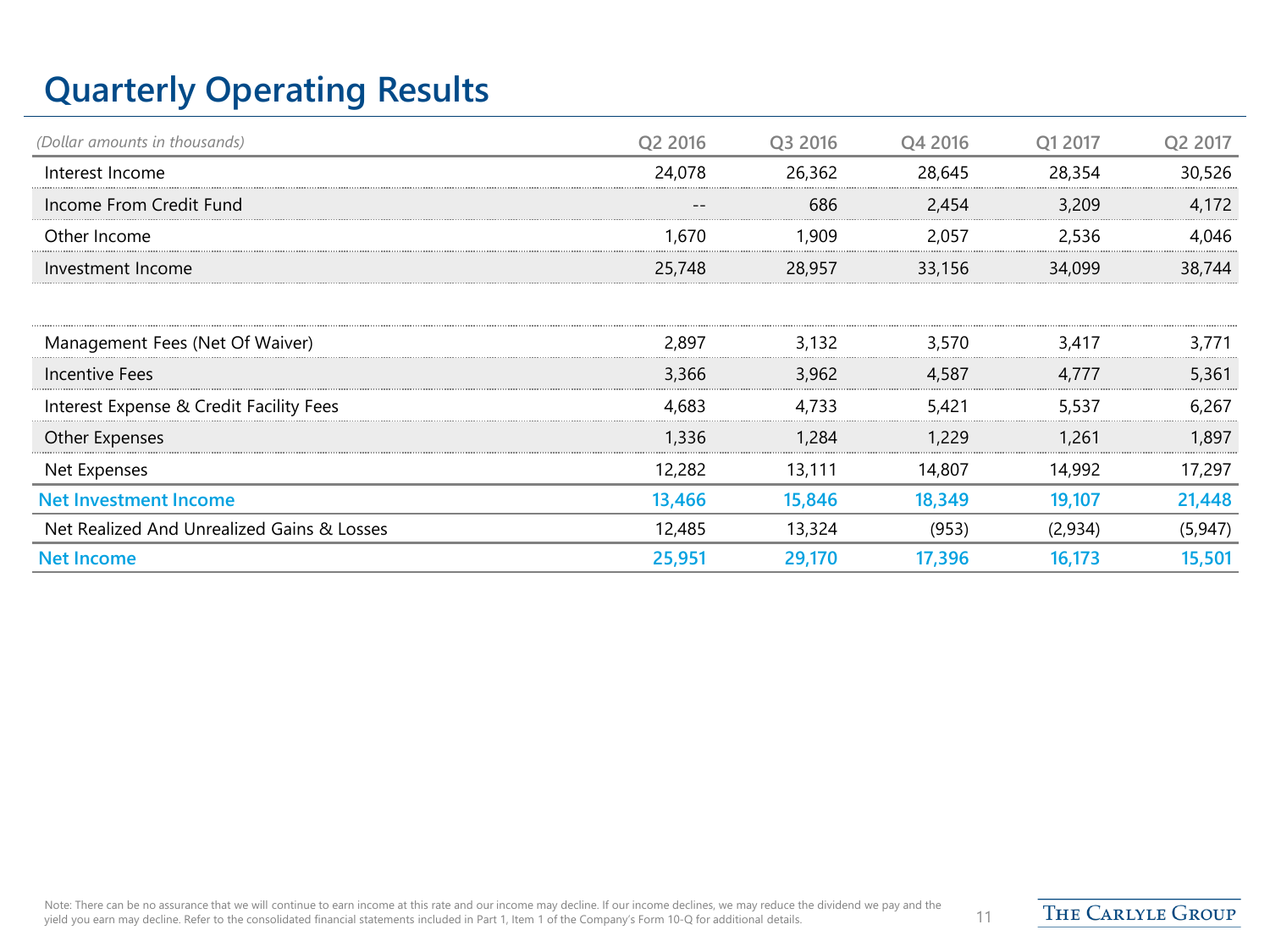# Quarterly Operating Results

| *(Dollar amounts in thousands)* | Q2 2016 | Q3 2016 | Q4 2016 | Q1 2017 | Q2 2017 |
|---|---|---|---|---|---|
| Interest Income | 24,078 | 26,362 | 28,645 | 28,354 | 30,526 |
| Income From Credit Fund | -- | 686 | 2,454 | 3,209 | 4,172 |
| Other Income | 1,670 | 1,909 | 2,057 | 2,536 | 4,046 |
| Investment Income | 25,748 | 28,957 | 33,156 | 34,099 | 38,744 |
| | | | | | |
| Management Fees (Net Of Waiver) | 2,897 | 3,132 | 3,570 | 3,417 | 3,771 |
| Incentive Fees | 3,366 | 3,962 | 4,587 | 4,777 | 5,361 |
| Interest Expense & Credit Facility Fees | 4,683 | 4,733 | 5,421 | 5,537 | 6,267 |
| Other Expenses | 1,336 | 1,284 | 1,229 | 1,261 | 1,897 |
| Net Expenses | 12,282 | 13,111 | 14,807 | 14,992 | 17,297 |
| **Net Investment Income** | **13,466** | **15,846** | **18,349** | **19,107** | **21,448** |
| Net Realized And Unrealized Gains & Losses | 12,485 | 13,324 | (953) | (2,934) | (5,947) |
| **Net Income** | **25,951** | **29,170** | **17,396** | **16,173** | **15,501** |

Note: There can be no assurance that we will continue to earn income at this rate and our income may decline. If our income declines, we may reduce the dividend we pay and the yield you earn may decline. Refer to the consolidated financial statements included in Part 1, Item 1 of the Company's Form 10-Q for additional details.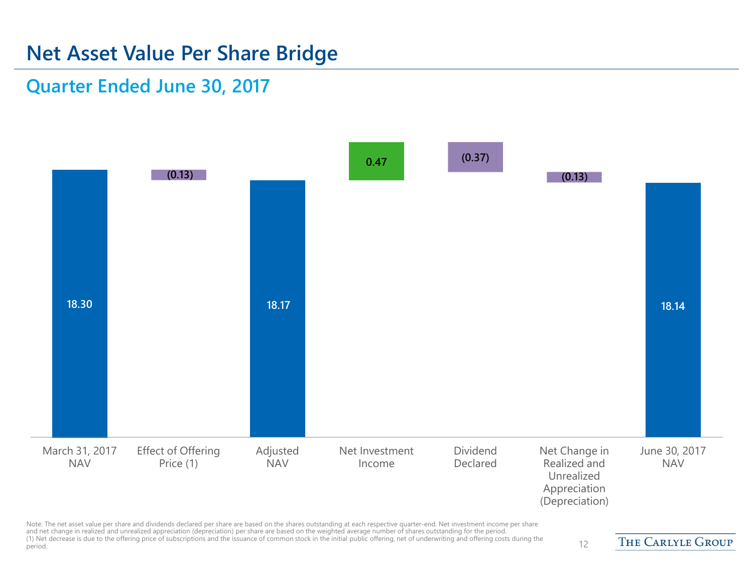# Net Asset Value Per Share Bridge

## Quarter Ended June 30, 2017

| March 31, 2017 NAV | Effect of Offering Price (1) | Adjusted NAV | Net Investment Income | Dividend Declared | Net Change in Realized and Unrealized Appreciation (Depreciation) | June 30, 2017 NAV |
|---|---|---|---|---|---|---|
| 18.30 | (0.13) | 18.17 | 0.47 | (0.37) | (0.13) | 18.14 |

Note: The net asset value per share and dividends declared per share are based on the shares outstanding at each respective quarter-end. Net investment income per share and net change in realized and unrealized appreciation (depreciation) per share are based on the weighted average number of shares outstanding for the period.
(1) Net decrease is due to the offering price of subscriptions and the issuance of common stock in the initial public offering, net of underwriting and offering costs during the period.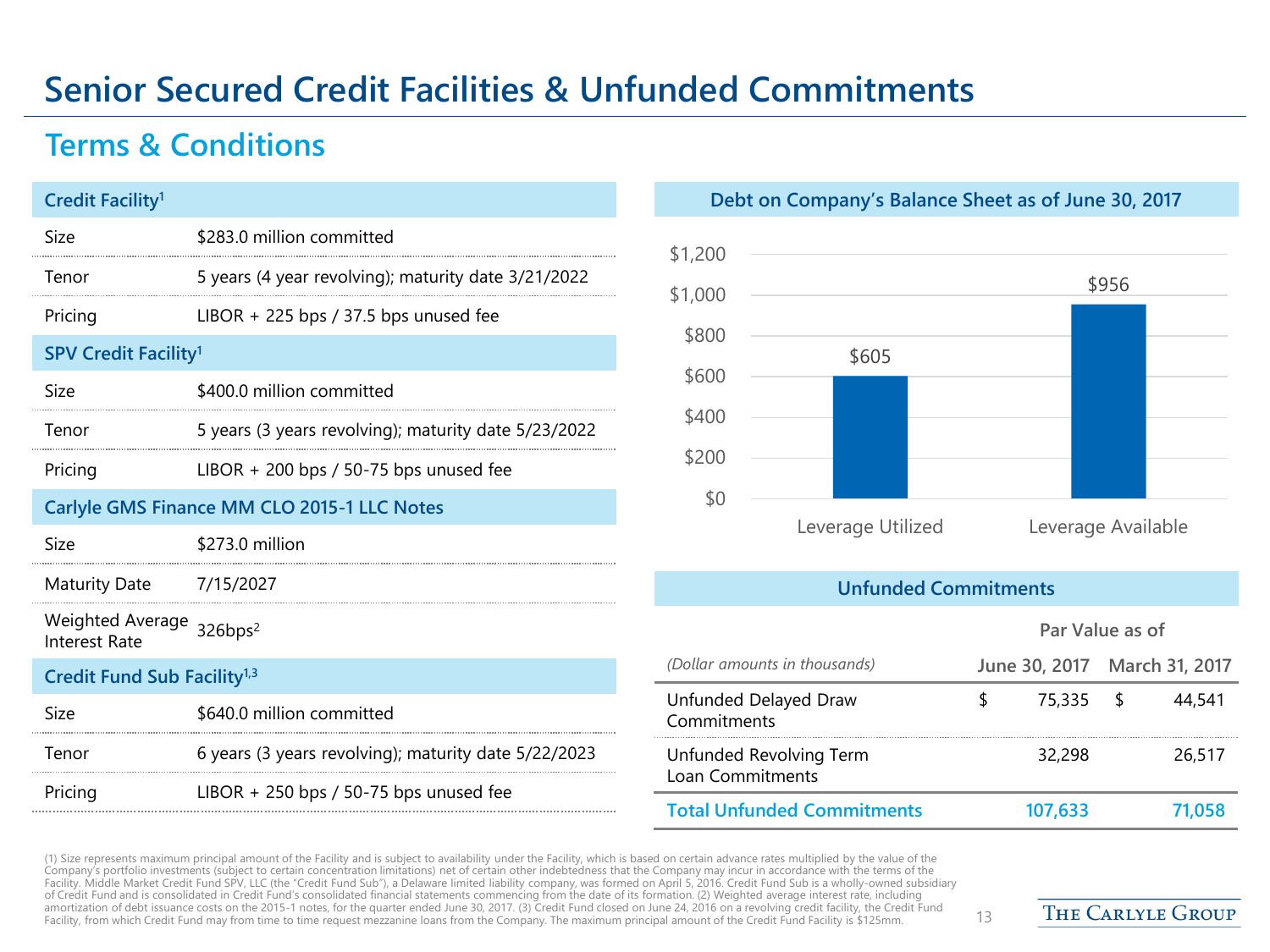# Senior Secured Credit Facilities & Unfunded Commitments

## Terms & Conditions

| Credit Facility[1] | |
|---|---|
| Size | $283.0 million committed |
| Tenor | 5 years (4 year revolving); maturity date 3/21/2022 |
| Pricing | LIBOR + 225 bps / 37.5 bps unused fee |

| SPV Credit Facility[1] | |
|---|---|
| Size | $400.0 million committed |
| Tenor | 5 years (3 years revolving); maturity date 5/23/2022 |
| Pricing | LIBOR + 200 bps / 50-75 bps unused fee |

| Carlyle GMS Finance MM CLO 2015-1 LLC Notes | |
|---|---|
| Size | $273.0 million |
| Maturity Date | 7/15/2027 |
| Weighted Average Interest Rate | 326bps[2] |

| Credit Fund Sub Facility[1,3] | |
|---|---|
| Size | $640.0 million committed |
| Tenor | 6 years (3 years revolving); maturity date 5/22/2023 |
| Pricing | LIBOR + 250 bps / 50-75 bps unused fee |

### Debt on Company's Balance Sheet as of June 30, 2017

| | Amount |
|---|---|
| Leverage Utilized | $605 |
| Leverage Available | $956 |

### Unfunded Commitments

| *(Dollar amounts in thousands)* | Par Value as of June 30, 2017 | Par Value as of March 31, 2017 |
|---|---|---|
| Unfunded Delayed Draw Commitments | $ 75,335 | $ 44,541 |
| Unfunded Revolving Term Loan Commitments | 32,298 | 26,517 |
| **Total Unfunded Commitments** | **107,633** | **71,058** |

(1) Size represents maximum principal amount of the Facility and is subject to availability under the Facility, which is based on certain advance rates multiplied by the value of the Company's portfolio investments (subject to certain concentration limitations) net of certain other indebtedness that the Company may incur in accordance with the terms of the Facility. Middle Market Credit Fund SPV, LLC (the "Credit Fund Sub"), a Delaware limited liability company, was formed on April 5, 2016. Credit Fund Sub is a wholly-owned subsidiary of Credit Fund and is consolidated in Credit Fund's consolidated financial statements commencing from the date of its formation. (2) Weighted average interest rate, including amortization of debt issuance costs on the 2015-1 notes, for the quarter ended June 30, 2017. (3) Credit Fund closed on June 24, 2016 on a revolving credit facility, the Credit Fund Facility, from which Credit Fund may from time to time request mezzanine loans from the Company. The maximum principal amount of the Credit Fund Facility is $125mm.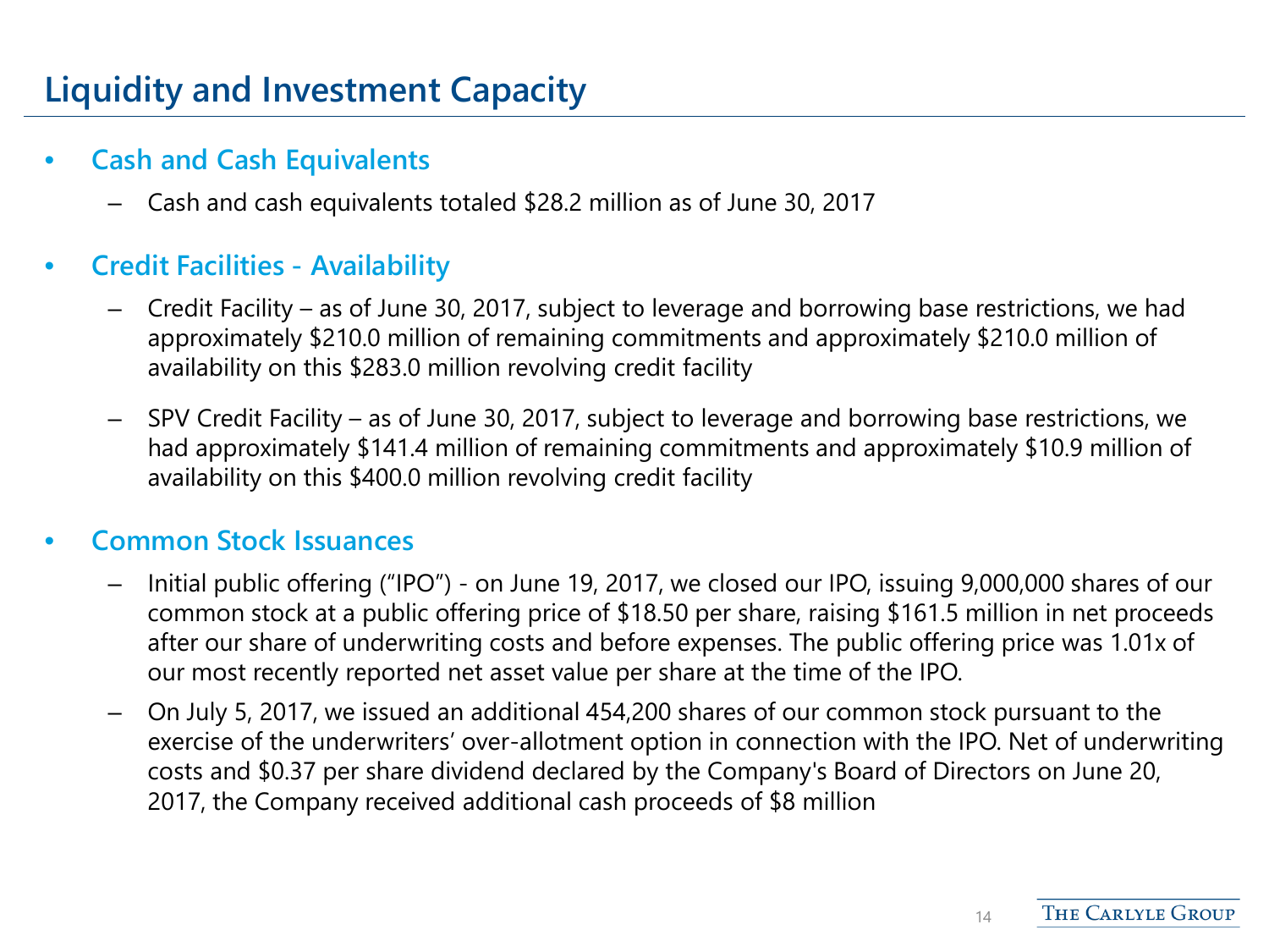# Liquidity and Investment Capacity

- **Cash and Cash Equivalents**
  - Cash and cash equivalents totaled $28.2 million as of June 30, 2017
- **Credit Facilities - Availability**
  - Credit Facility – as of June 30, 2017, subject to leverage and borrowing base restrictions, we had approximately $210.0 million of remaining commitments and approximately $210.0 million of availability on this $283.0 million revolving credit facility
  - SPV Credit Facility – as of June 30, 2017, subject to leverage and borrowing base restrictions, we had approximately $141.4 million of remaining commitments and approximately $10.9 million of availability on this $400.0 million revolving credit facility
- **Common Stock Issuances**
  - Initial public offering ("IPO") - on June 19, 2017, we closed our IPO, issuing 9,000,000 shares of our common stock at a public offering price of $18.50 per share, raising $161.5 million in net proceeds after our share of underwriting costs and before expenses. The public offering price was 1.01x of our most recently reported net asset value per share at the time of the IPO.
  - On July 5, 2017, we issued an additional 454,200 shares of our common stock pursuant to the exercise of the underwriters' over-allotment option in connection with the IPO. Net of underwriting costs and $0.37 per share dividend declared by the Company's Board of Directors on June 20, 2017, the Company received additional cash proceeds of $8 million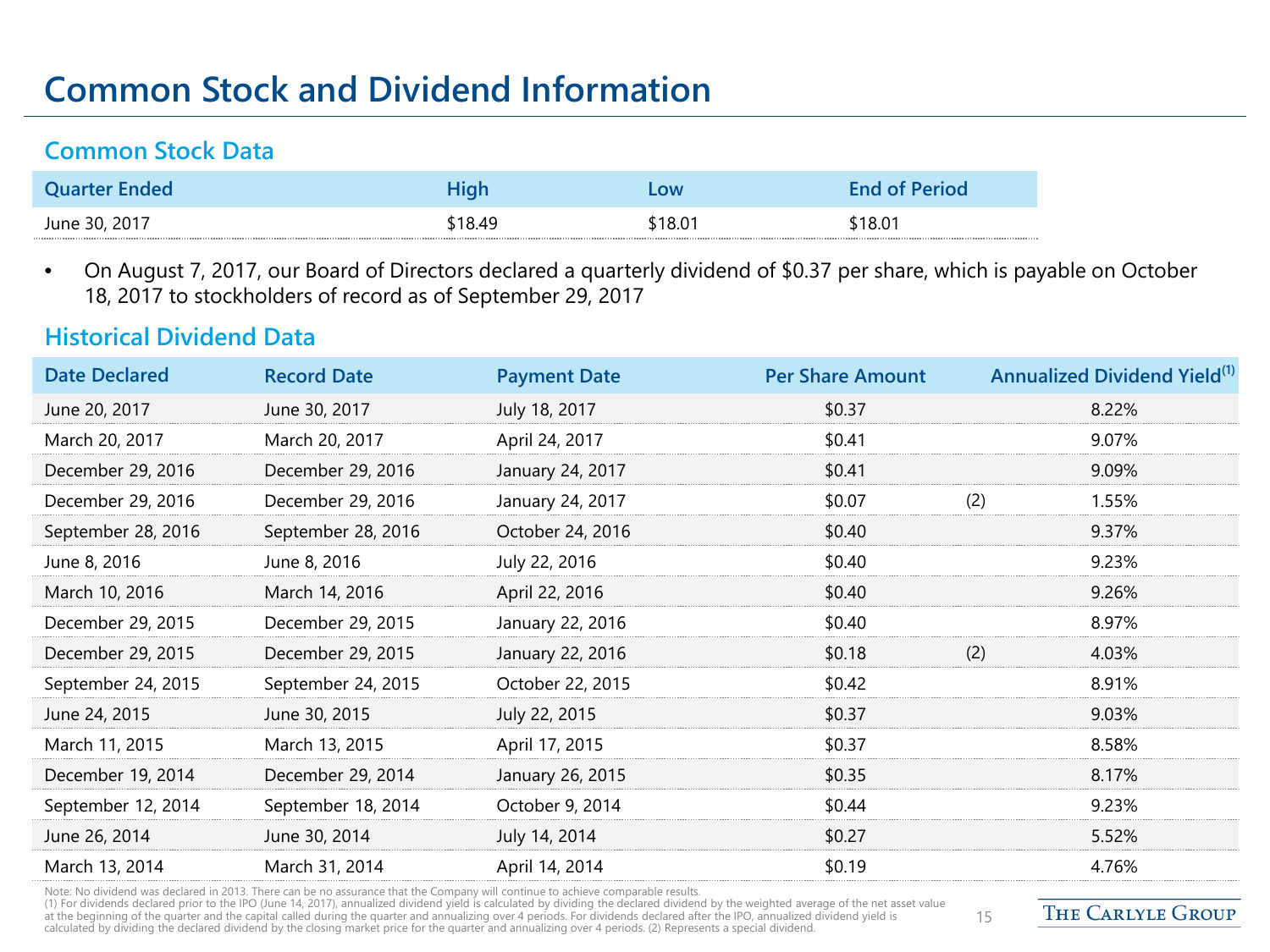# Common Stock and Dividend Information

## Common Stock Data

| Quarter Ended | High | Low | End of Period |
|---|---|---|---|
| June 30, 2017 | $18.49 | $18.01 | $18.01 |

- On August 7, 2017, our Board of Directors declared a quarterly dividend of $0.37 per share, which is payable on October 18, 2017 to stockholders of record as of September 29, 2017

## Historical Dividend Data

| Date Declared | Record Date | Payment Date | Per Share Amount | | Annualized Dividend Yield[1] |
|---|---|---|---|---|---|
| June 20, 2017 | June 30, 2017 | July 18, 2017 | $0.37 | | 8.22% |
| March 20, 2017 | March 20, 2017 | April 24, 2017 | $0.41 | | 9.07% |
| December 29, 2016 | December 29, 2016 | January 24, 2017 | $0.41 | | 9.09% |
| December 29, 2016 | December 29, 2016 | January 24, 2017 | $0.07 | (2) | 1.55% |
| September 28, 2016 | September 28, 2016 | October 24, 2016 | $0.40 | | 9.37% |
| June 8, 2016 | June 8, 2016 | July 22, 2016 | $0.40 | | 9.23% |
| March 10, 2016 | March 14, 2016 | April 22, 2016 | $0.40 | | 9.26% |
| December 29, 2015 | December 29, 2015 | January 22, 2016 | $0.40 | | 8.97% |
| December 29, 2015 | December 29, 2015 | January 22, 2016 | $0.18 | (2) | 4.03% |
| September 24, 2015 | September 24, 2015 | October 22, 2015 | $0.42 | | 8.91% |
| June 24, 2015 | June 30, 2015 | July 22, 2015 | $0.37 | | 9.03% |
| March 11, 2015 | March 13, 2015 | April 17, 2015 | $0.37 | | 8.58% |
| December 19, 2014 | December 29, 2014 | January 26, 2015 | $0.35 | | 8.17% |
| September 12, 2014 | September 18, 2014 | October 9, 2014 | $0.44 | | 9.23% |
| June 26, 2014 | June 30, 2014 | July 14, 2014 | $0.27 | | 5.52% |
| March 13, 2014 | March 31, 2014 | April 14, 2014 | $0.19 | | 4.76% |

Note: No dividend was declared in 2013. There can be no assurance that the Company will continue to achieve comparable results.
(1) For dividends declared prior to the IPO (June 14, 2017), annualized dividend yield is calculated by dividing the declared dividend by the weighted average of the net asset value at the beginning of the quarter and the capital called during the quarter and annualizing over 4 periods. For dividends declared after the IPO, annualized dividend yield is calculated by dividing the declared dividend by the closing market price for the quarter and annualizing over 4 periods. (2) Represents a special dividend.

The Carlyle Group